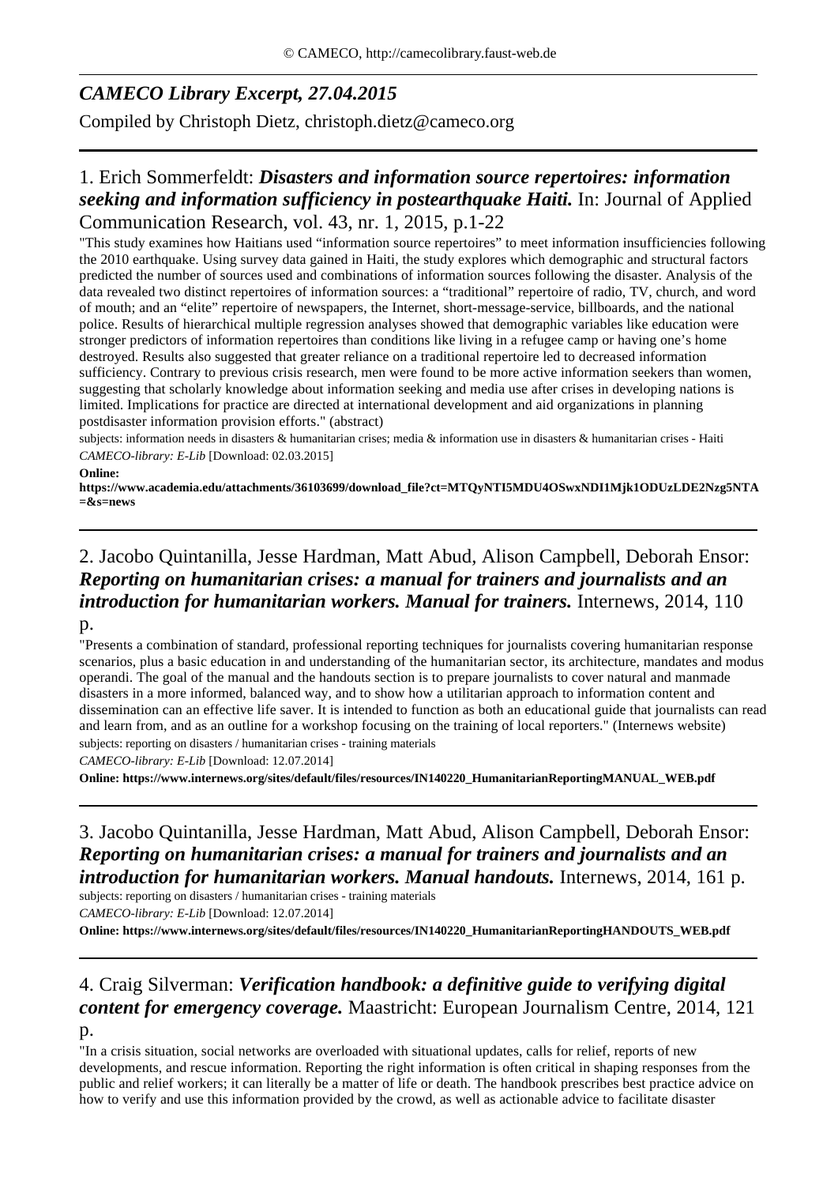# *CAMECO Library Excerpt, 27.04.2015*

Compiled by Christoph Dietz, christoph.dietz@cameco.org

---

## 1. Erich Sommerfeldt: ***Disasters and information source repertoires: information seeking and information sufficiency in postearthquake Haiti.*** In: Journal of Applied Communication Research, vol. 43, nr. 1, 2015, p.1-22

"This study examines how Haitians used "information source repertoires" to meet information insufficiencies following the 2010 earthquake. Using survey data gained in Haiti, the study explores which demographic and structural factors predicted the number of sources used and combinations of information sources following the disaster. Analysis of the data revealed two distinct repertoires of information sources: a "traditional" repertoire of radio, TV, church, and word of mouth; and an "elite" repertoire of newspapers, the Internet, short-message-service, billboards, and the national police. Results of hierarchical multiple regression analyses showed that demographic variables like education were stronger predictors of information repertoires than conditions like living in a refugee camp or having one's home destroyed. Results also suggested that greater reliance on a traditional repertoire led to decreased information sufficiency. Contrary to previous crisis research, men were found to be more active information seekers than women, suggesting that scholarly knowledge about information seeking and media use after crises in developing nations is limited. Implications for practice are directed at international development and aid organizations in planning postdisaster information provision efforts." (abstract)

subjects: information needs in disasters & humanitarian crises; media & information use in disasters & humanitarian crises - Haiti

*CAMECO-library: E-Lib* [Download: 02.03.2015]

**Online:**
**https://www.academia.edu/attachments/36103699/download_file?ct=MTQyNTI5MDU4OSwxNDI1Mjk1ODUzLDE2Nzg5NTA=&s=news**

---

## 2. Jacobo Quintanilla, Jesse Hardman, Matt Abud, Alison Campbell, Deborah Ensor: ***Reporting on humanitarian crises: a manual for trainers and journalists and an introduction for humanitarian workers. Manual for trainers.*** Internews, 2014, 110 p.

"Presents a combination of standard, professional reporting techniques for journalists covering humanitarian response scenarios, plus a basic education in and understanding of the humanitarian sector, its architecture, mandates and modus operandi. The goal of the manual and the handouts section is to prepare journalists to cover natural and manmade disasters in a more informed, balanced way, and to show how a utilitarian approach to information content and dissemination can an effective life saver. It is intended to function as both an educational guide that journalists can read and learn from, and as an outline for a workshop focusing on the training of local reporters." (Internews website)

subjects: reporting on disasters / humanitarian crises - training materials

*CAMECO-library: E-Lib* [Download: 12.07.2014]

**Online: https://www.internews.org/sites/default/files/resources/IN140220_HumanitarianReportingMANUAL_WEB.pdf**

---

## 3. Jacobo Quintanilla, Jesse Hardman, Matt Abud, Alison Campbell, Deborah Ensor: ***Reporting on humanitarian crises: a manual for trainers and journalists and an introduction for humanitarian workers. Manual handouts.*** Internews, 2014, 161 p.

subjects: reporting on disasters / humanitarian crises - training materials

*CAMECO-library: E-Lib* [Download: 12.07.2014]

**Online: https://www.internews.org/sites/default/files/resources/IN140220_HumanitarianReportingHANDOUTS_WEB.pdf**

---

## 4. Craig Silverman: ***Verification handbook: a definitive guide to verifying digital content for emergency coverage.*** Maastricht: European Journalism Centre, 2014, 121 p.

"In a crisis situation, social networks are overloaded with situational updates, calls for relief, reports of new developments, and rescue information. Reporting the right information is often critical in shaping responses from the public and relief workers; it can literally be a matter of life or death. The handbook prescribes best practice advice on how to verify and use this information provided by the crowd, as well as actionable advice to facilitate disaster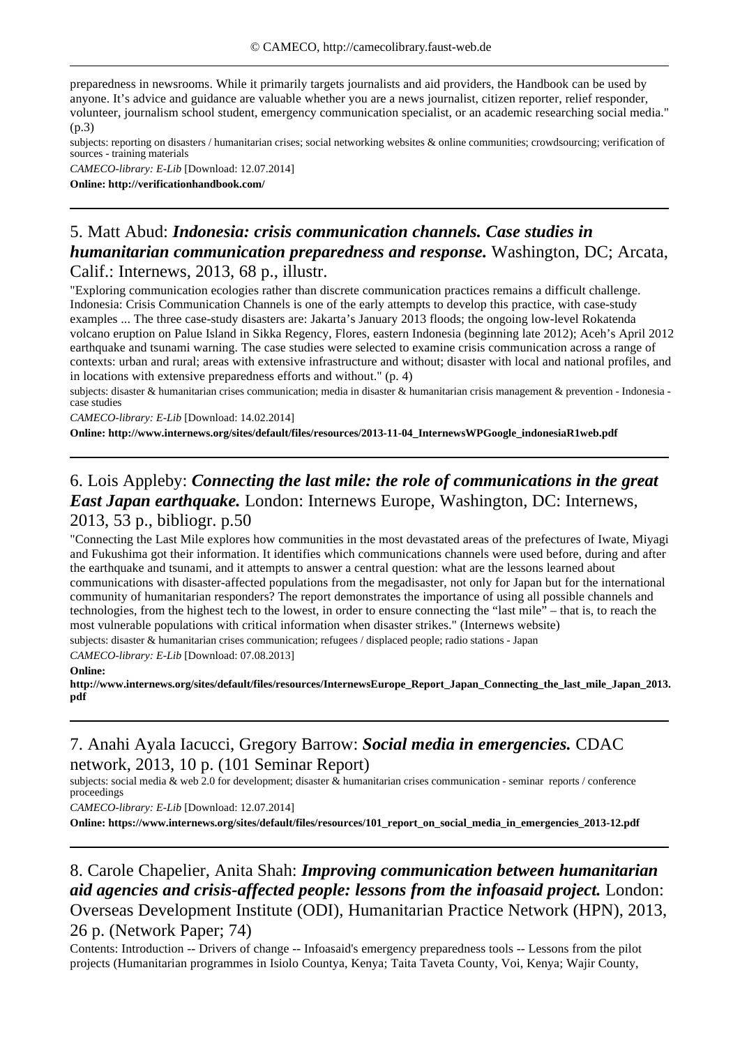preparedness in newsrooms. While it primarily targets journalists and aid providers, the Handbook can be used by anyone. It's advice and guidance are valuable whether you are a news journalist, citizen reporter, relief responder, volunteer, journalism school student, emergency communication specialist, or an academic researching social media." (p.3)

subjects: reporting on disasters / humanitarian crises; social networking websites & online communities; crowdsourcing; verification of sources - training materials

*CAMECO-library: E-Lib* [Download: 12.07.2014]

**Online: http://verificationhandbook.com/**

---

## 5. Matt Abud: ***Indonesia: crisis communication channels. Case studies in humanitarian communication preparedness and response.*** Washington, DC; Arcata, Calif.: Internews, 2013, 68 p., illustr.

"Exploring communication ecologies rather than discrete communication practices remains a difficult challenge. Indonesia: Crisis Communication Channels is one of the early attempts to develop this practice, with case-study examples ... The three case-study disasters are: Jakarta's January 2013 floods; the ongoing low-level Rokatenda volcano eruption on Palue Island in Sikka Regency, Flores, eastern Indonesia (beginning late 2012); Aceh's April 2012 earthquake and tsunami warning. The case studies were selected to examine crisis communication across a range of contexts: urban and rural; areas with extensive infrastructure and without; disaster with local and national profiles, and in locations with extensive preparedness efforts and without." (p. 4)

subjects: disaster & humanitarian crises communication; media in disaster & humanitarian crisis management & prevention - Indonesia - case studies

*CAMECO-library: E-Lib* [Download: 14.02.2014]

**Online: http://www.internews.org/sites/default/files/resources/2013-11-04_InternewsWPGoogle_indonesiaR1web.pdf**

---

## 6. Lois Appleby: ***Connecting the last mile: the role of communications in the great East Japan earthquake.*** London: Internews Europe, Washington, DC: Internews, 2013, 53 p., bibliogr. p.50

"Connecting the Last Mile explores how communities in the most devastated areas of the prefectures of Iwate, Miyagi and Fukushima got their information. It identifies which communications channels were used before, during and after the earthquake and tsunami, and it attempts to answer a central question: what are the lessons learned about communications with disaster-affected populations from the megadisaster, not only for Japan but for the international community of humanitarian responders? The report demonstrates the importance of using all possible channels and technologies, from the highest tech to the lowest, in order to ensure connecting the "last mile" – that is, to reach the most vulnerable populations with critical information when disaster strikes." (Internews website)

subjects: disaster & humanitarian crises communication; refugees / displaced people; radio stations - Japan

*CAMECO-library: E-Lib* [Download: 07.08.2013]

**Online: http://www.internews.org/sites/default/files/resources/InternewsEurope_Report_Japan_Connecting_the_last_mile_Japan_2013.pdf**

---

## 7. Anahi Ayala Iacucci, Gregory Barrow: ***Social media in emergencies.*** CDAC network, 2013, 10 p. (101 Seminar Report)

subjects: social media & web 2.0 for development; disaster & humanitarian crises communication - seminar reports / conference proceedings

*CAMECO-library: E-Lib* [Download: 12.07.2014]

**Online: https://www.internews.org/sites/default/files/resources/101_report_on_social_media_in_emergencies_2013-12.pdf**

---

## 8. Carole Chapelier, Anita Shah: ***Improving communication between humanitarian aid agencies and crisis-affected people: lessons from the infoasaid project.*** London: Overseas Development Institute (ODI), Humanitarian Practice Network (HPN), 2013, 26 p. (Network Paper; 74)

Contents: Introduction -- Drivers of change -- Infoasaid's emergency preparedness tools -- Lessons from the pilot projects (Humanitarian programmes in Isiolo Countya, Kenya; Taita Taveta County, Voi, Kenya; Wajir County,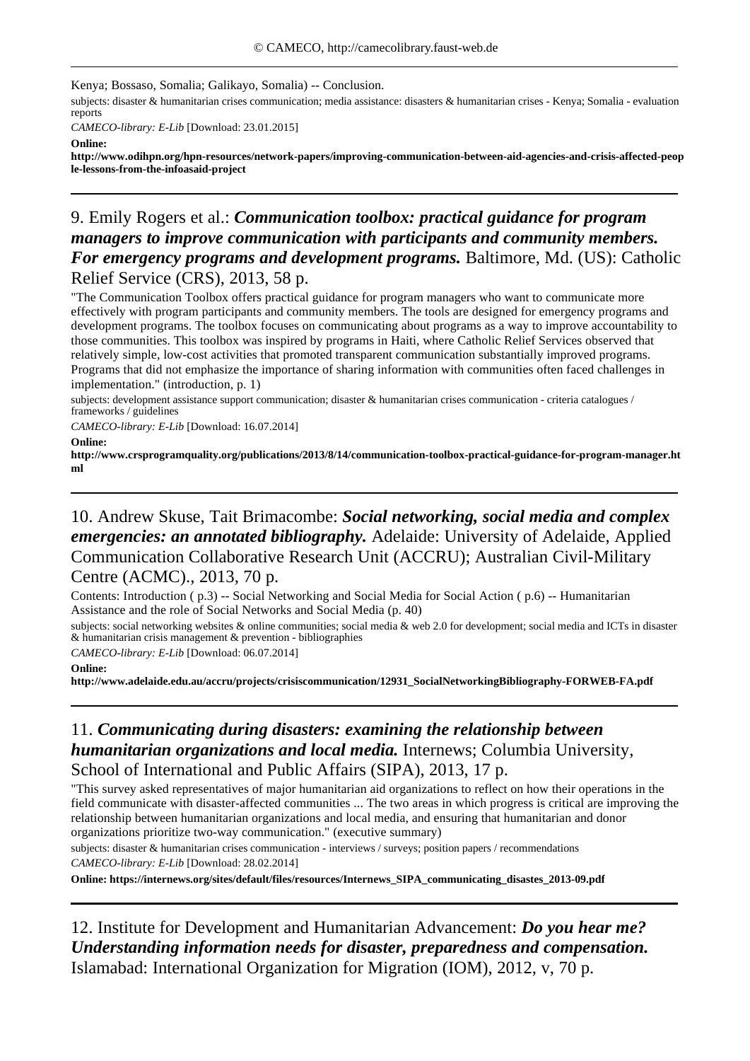Kenya; Bossaso, Somalia; Galikayo, Somalia) -- Conclusion.

subjects: disaster & humanitarian crises communication; media assistance: disasters & humanitarian crises - Kenya; Somalia - evaluation reports

*CAMECO-library: E-Lib* [Download: 23.01.2015]

**Online:**
**http://www.odihpn.org/hpn-resources/network-papers/improving-communication-between-aid-agencies-and-crisis-affected-people-lessons-from-the-infoasaid-project**

---

## 9. Emily Rogers et al.: ***Communication toolbox: practical guidance for program managers to improve communication with participants and community members. For emergency programs and development programs.*** Baltimore, Md. (US): Catholic Relief Service (CRS), 2013, 58 p.

"The Communication Toolbox offers practical guidance for program managers who want to communicate more effectively with program participants and community members. The tools are designed for emergency programs and development programs. The toolbox focuses on communicating about programs as a way to improve accountability to those communities. This toolbox was inspired by programs in Haiti, where Catholic Relief Services observed that relatively simple, low-cost activities that promoted transparent communication substantially improved programs. Programs that did not emphasize the importance of sharing information with communities often faced challenges in implementation." (introduction, p. 1)

subjects: development assistance support communication; disaster & humanitarian crises communication - criteria catalogues / frameworks / guidelines

*CAMECO-library: E-Lib* [Download: 16.07.2014]

**Online:**
**http://www.crsprogramquality.org/publications/2013/8/14/communication-toolbox-practical-guidance-for-program-manager.html**

---

## 10. Andrew Skuse, Tait Brimacombe: ***Social networking, social media and complex emergencies: an annotated bibliography.*** Adelaide: University of Adelaide, Applied Communication Collaborative Research Unit (ACCRU); Australian Civil-Military Centre (ACMC)., 2013, 70 p.

Contents: Introduction ( p.3) -- Social Networking and Social Media for Social Action ( p.6) -- Humanitarian Assistance and the role of Social Networks and Social Media (p. 40)

subjects: social networking websites & online communities; social media & web 2.0 for development; social media and ICTs in disaster & humanitarian crisis management & prevention - bibliographies

*CAMECO-library: E-Lib* [Download: 06.07.2014]

**Online:**
**http://www.adelaide.edu.au/accru/projects/crisiscommunication/12931_SocialNetworkingBibliography-FORWEB-FA.pdf**

---

## 11. ***Communicating during disasters: examining the relationship between humanitarian organizations and local media.*** Internews; Columbia University, School of International and Public Affairs (SIPA), 2013, 17 p.

"This survey asked representatives of major humanitarian aid organizations to reflect on how their operations in the field communicate with disaster-affected communities ... The two areas in which progress is critical are improving the relationship between humanitarian organizations and local media, and ensuring that humanitarian and donor organizations prioritize two-way communication." (executive summary)

subjects: disaster & humanitarian crises communication - interviews / surveys; position papers / recommendations

*CAMECO-library: E-Lib* [Download: 28.02.2014]

**Online: https://internews.org/sites/default/files/resources/Internews_SIPA_communicating_disastes_2013-09.pdf**

---

## 12. Institute for Development and Humanitarian Advancement: ***Do you hear me? Understanding information needs for disaster, preparedness and compensation.*** Islamabad: International Organization for Migration (IOM), 2012, v, 70 p.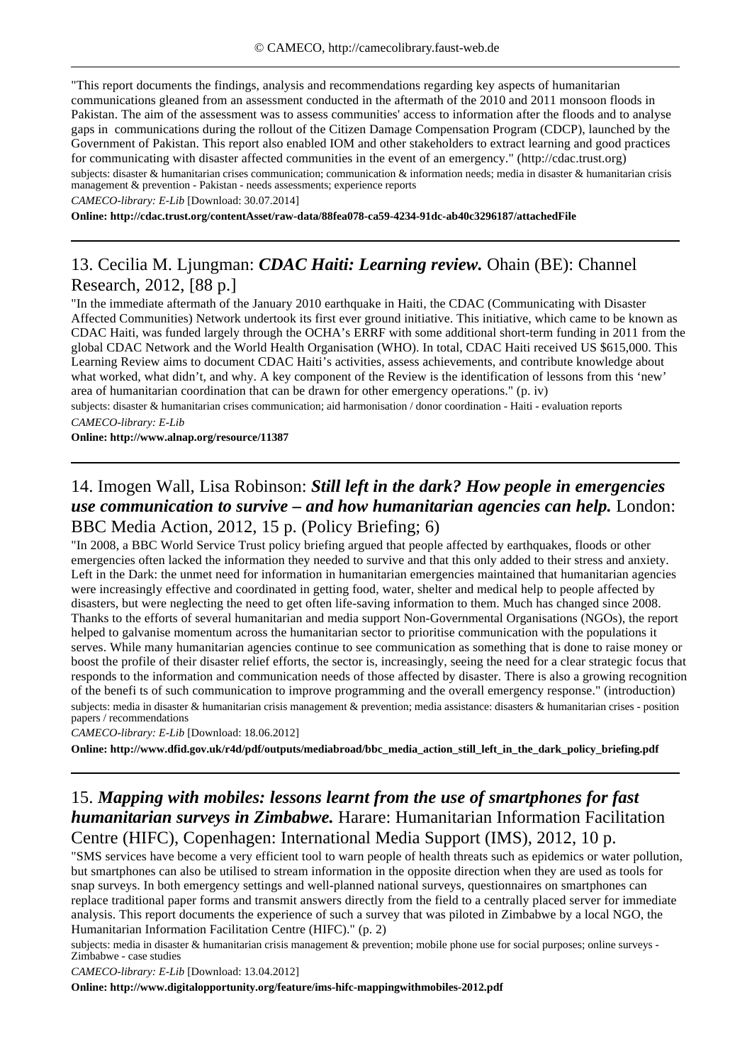"This report documents the findings, analysis and recommendations regarding key aspects of humanitarian communications gleaned from an assessment conducted in the aftermath of the 2010 and 2011 monsoon floods in Pakistan. The aim of the assessment was to assess communities' access to information after the floods and to analyse gaps in communications during the rollout of the Citizen Damage Compensation Program (CDCP), launched by the Government of Pakistan. This report also enabled IOM and other stakeholders to extract learning and good practices for communicating with disaster affected communities in the event of an emergency." (http://cdac.trust.org)

subjects: disaster & humanitarian crises communication; communication & information needs; media in disaster & humanitarian crisis management & prevention - Pakistan - needs assessments; experience reports

*CAMECO-library: E-Lib* [Download: 30.07.2014]

**Online: http://cdac.trust.org/contentAsset/raw-data/88fea078-ca59-4234-91dc-ab40c3296187/attachedFile**

---

## 13. Cecilia M. Ljungman: ***CDAC Haiti: Learning review.*** Ohain (BE): Channel Research, 2012, [88 p.]

"In the immediate aftermath of the January 2010 earthquake in Haiti, the CDAC (Communicating with Disaster Affected Communities) Network undertook its first ever ground initiative. This initiative, which came to be known as CDAC Haiti, was funded largely through the OCHA's ERRF with some additional short-term funding in 2011 from the global CDAC Network and the World Health Organisation (WHO). In total, CDAC Haiti received US $615,000. This Learning Review aims to document CDAC Haiti's activities, assess achievements, and contribute knowledge about what worked, what didn't, and why. A key component of the Review is the identification of lessons from this 'new' area of humanitarian coordination that can be drawn for other emergency operations." (p. iv)

subjects: disaster & humanitarian crises communication; aid harmonisation / donor coordination - Haiti - evaluation reports

*CAMECO-library: E-Lib*

**Online: http://www.alnap.org/resource/11387**

---

## 14. Imogen Wall, Lisa Robinson: ***Still left in the dark? How people in emergencies use communication to survive – and how humanitarian agencies can help.*** London: BBC Media Action, 2012, 15 p. (Policy Briefing; 6)

"In 2008, a BBC World Service Trust policy briefing argued that people affected by earthquakes, floods or other emergencies often lacked the information they needed to survive and that this only added to their stress and anxiety. Left in the Dark: the unmet need for information in humanitarian emergencies maintained that humanitarian agencies were increasingly effective and coordinated in getting food, water, shelter and medical help to people affected by disasters, but were neglecting the need to get often life-saving information to them. Much has changed since 2008. Thanks to the efforts of several humanitarian and media support Non-Governmental Organisations (NGOs), the report helped to galvanise momentum across the humanitarian sector to prioritise communication with the populations it serves. While many humanitarian agencies continue to see communication as something that is done to raise money or boost the profile of their disaster relief efforts, the sector is, increasingly, seeing the need for a clear strategic focus that responds to the information and communication needs of those affected by disaster. There is also a growing recognition of the benefi ts of such communication to improve programming and the overall emergency response." (introduction)

subjects: media in disaster & humanitarian crisis management & prevention; media assistance: disasters & humanitarian crises - position papers / recommendations

*CAMECO-library: E-Lib* [Download: 18.06.2012]

**Online: http://www.dfid.gov.uk/r4d/pdf/outputs/mediabroad/bbc_media_action_still_left_in_the_dark_policy_briefing.pdf**

---

## 15. ***Mapping with mobiles: lessons learnt from the use of smartphones for fast humanitarian surveys in Zimbabwe.*** Harare: Humanitarian Information Facilitation Centre (HIFC), Copenhagen: International Media Support (IMS), 2012, 10 p.

"SMS services have become a very efficient tool to warn people of health threats such as epidemics or water pollution, but smartphones can also be utilised to stream information in the opposite direction when they are used as tools for snap surveys. In both emergency settings and well-planned national surveys, questionnaires on smartphones can replace traditional paper forms and transmit answers directly from the field to a centrally placed server for immediate analysis. This report documents the experience of such a survey that was piloted in Zimbabwe by a local NGO, the Humanitarian Information Facilitation Centre (HIFC)." (p. 2)

subjects: media in disaster & humanitarian crisis management & prevention; mobile phone use for social purposes; online surveys - Zimbabwe - case studies

*CAMECO-library: E-Lib* [Download: 13.04.2012]

**Online: http://www.digitalopportunity.org/feature/ims-hifc-mappingwithmobiles-2012.pdf**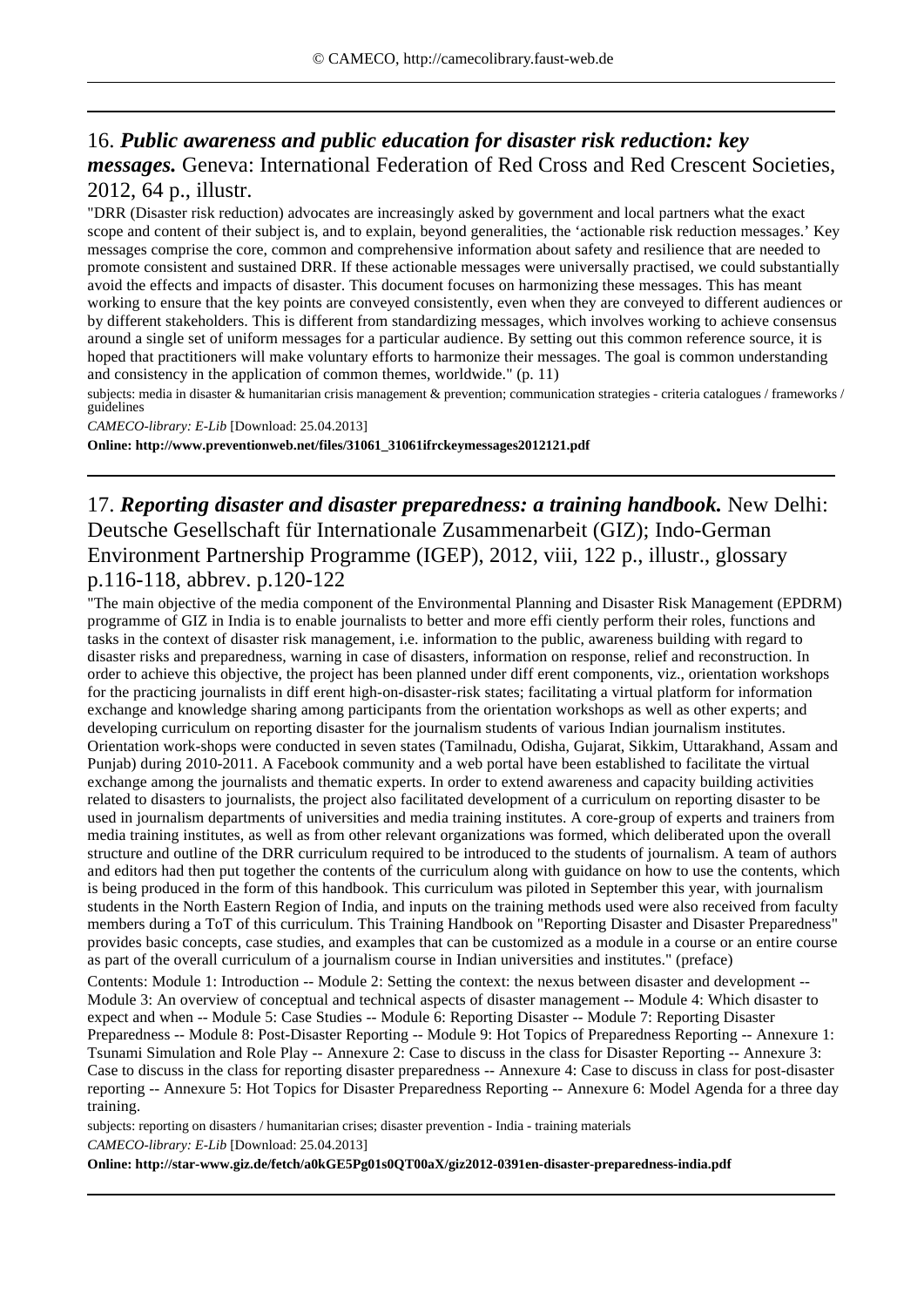## 16. ***Public awareness and public education for disaster risk reduction: key messages.*** Geneva: International Federation of Red Cross and Red Crescent Societies, 2012, 64 p., illustr.

"DRR (Disaster risk reduction) advocates are increasingly asked by government and local partners what the exact scope and content of their subject is, and to explain, beyond generalities, the 'actionable risk reduction messages.' Key messages comprise the core, common and comprehensive information about safety and resilience that are needed to promote consistent and sustained DRR. If these actionable messages were universally practised, we could substantially avoid the effects and impacts of disaster. This document focuses on harmonizing these messages. This has meant working to ensure that the key points are conveyed consistently, even when they are conveyed to different audiences or by different stakeholders. This is different from standardizing messages, which involves working to achieve consensus around a single set of uniform messages for a particular audience. By setting out this common reference source, it is hoped that practitioners will make voluntary efforts to harmonize their messages. The goal is common understanding and consistency in the application of common themes, worldwide." (p. 11)

subjects: media in disaster & humanitarian crisis management & prevention; communication strategies - criteria catalogues / frameworks / guidelines

*CAMECO-library: E-Lib* [Download: 25.04.2013]

**Online: http://www.preventionweb.net/files/31061_31061ifrckeymessages2012121.pdf**

---

## 17. ***Reporting disaster and disaster preparedness: a training handbook.*** New Delhi: Deutsche Gesellschaft für Internationale Zusammenarbeit (GIZ); Indo-German Environment Partnership Programme (IGEP), 2012, viii, 122 p., illustr., glossary p.116-118, abbrev. p.120-122

"The main objective of the media component of the Environmental Planning and Disaster Risk Management (EPDRM) programme of GIZ in India is to enable journalists to better and more effi ciently perform their roles, functions and tasks in the context of disaster risk management, i.e. information to the public, awareness building with regard to disaster risks and preparedness, warning in case of disasters, information on response, relief and reconstruction. In order to achieve this objective, the project has been planned under diff erent components, viz., orientation workshops for the practicing journalists in diff erent high-on-disaster-risk states; facilitating a virtual platform for information exchange and knowledge sharing among participants from the orientation workshops as well as other experts; and developing curriculum on reporting disaster for the journalism students of various Indian journalism institutes. Orientation work-shops were conducted in seven states (Tamilnadu, Odisha, Gujarat, Sikkim, Uttarakhand, Assam and Punjab) during 2010-2011. A Facebook community and a web portal have been established to facilitate the virtual exchange among the journalists and thematic experts. In order to extend awareness and capacity building activities related to disasters to journalists, the project also facilitated development of a curriculum on reporting disaster to be used in journalism departments of universities and media training institutes. A core-group of experts and trainers from media training institutes, as well as from other relevant organizations was formed, which deliberated upon the overall structure and outline of the DRR curriculum required to be introduced to the students of journalism. A team of authors and editors had then put together the contents of the curriculum along with guidance on how to use the contents, which is being produced in the form of this handbook. This curriculum was piloted in September this year, with journalism students in the North Eastern Region of India, and inputs on the training methods used were also received from faculty members during a ToT of this curriculum. This Training Handbook on "Reporting Disaster and Disaster Preparedness" provides basic concepts, case studies, and examples that can be customized as a module in a course or an entire course as part of the overall curriculum of a journalism course in Indian universities and institutes." (preface)

Contents: Module 1: Introduction -- Module 2: Setting the context: the nexus between disaster and development -- Module 3: An overview of conceptual and technical aspects of disaster management -- Module 4: Which disaster to expect and when -- Module 5: Case Studies -- Module 6: Reporting Disaster -- Module 7: Reporting Disaster Preparedness -- Module 8: Post-Disaster Reporting -- Module 9: Hot Topics of Preparedness Reporting -- Annexure 1: Tsunami Simulation and Role Play -- Annexure 2: Case to discuss in the class for Disaster Reporting -- Annexure 3: Case to discuss in the class for reporting disaster preparedness -- Annexure 4: Case to discuss in class for post-disaster reporting -- Annexure 5: Hot Topics for Disaster Preparedness Reporting -- Annexure 6: Model Agenda for a three day training.

subjects: reporting on disasters / humanitarian crises; disaster prevention - India - training materials

*CAMECO-library: E-Lib* [Download: 25.04.2013]

**Online: http://star-www.giz.de/fetch/a0kGE5Pg01s0QT00aX/giz2012-0391en-disaster-preparedness-india.pdf**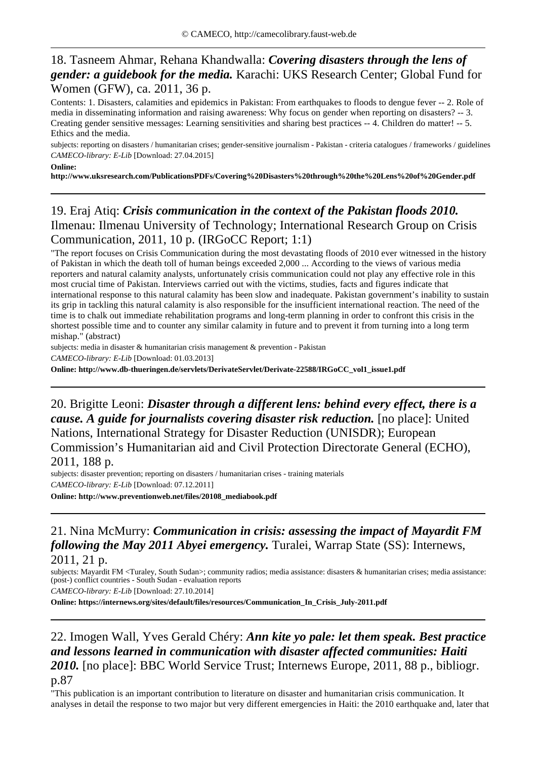## 18. Tasneem Ahmar, Rehana Khandwalla: ***Covering disasters through the lens of gender: a guidebook for the media.*** Karachi: UKS Research Center; Global Fund for Women (GFW), ca. 2011, 36 p.

Contents: 1. Disasters, calamities and epidemics in Pakistan: From earthquakes to floods to dengue fever -- 2. Role of media in disseminating information and raising awareness: Why focus on gender when reporting on disasters? -- 3. Creating gender sensitive messages: Learning sensitivities and sharing best practices -- 4. Children do matter! -- 5. Ethics and the media.

subjects: reporting on disasters / humanitarian crises; gender-sensitive journalism - Pakistan - criteria catalogues / frameworks / guidelines

*CAMECO-library: E-Lib* [Download: 27.04.2015]

**Online:**
**http://www.uksresearch.com/PublicationsPDFs/Covering%20Disasters%20through%20the%20Lens%20of%20Gender.pdf**

---

## 19. Eraj Atiq: ***Crisis communication in the context of the Pakistan floods 2010.*** Ilmenau: Ilmenau University of Technology; International Research Group on Crisis Communication, 2011, 10 p. (IRGoCC Report; 1:1)

"The report focuses on Crisis Communication during the most devastating floods of 2010 ever witnessed in the history of Pakistan in which the death toll of human beings exceeded 2,000 ... According to the views of various media reporters and natural calamity analysts, unfortunately crisis communication could not play any effective role in this most crucial time of Pakistan. Interviews carried out with the victims, studies, facts and figures indicate that international response to this natural calamity has been slow and inadequate. Pakistan government's inability to sustain its grip in tackling this natural calamity is also responsible for the insufficient international reaction. The need of the time is to chalk out immediate rehabilitation programs and long-term planning in order to confront this crisis in the shortest possible time and to counter any similar calamity in future and to prevent it from turning into a long term mishap." (abstract)

subjects: media in disaster & humanitarian crisis management & prevention - Pakistan

*CAMECO-library: E-Lib* [Download: 01.03.2013]

**Online: http://www.db-thueringen.de/servlets/DerivateServlet/Derivate-22588/IRGoCC_vol1_issue1.pdf**

---

## 20. Brigitte Leoni: ***Disaster through a different lens: behind every effect, there is a cause. A guide for journalists covering disaster risk reduction.*** [no place]: United Nations, International Strategy for Disaster Reduction (UNISDR); European Commission's Humanitarian aid and Civil Protection Directorate General (ECHO), 2011, 188 p.

subjects: disaster prevention; reporting on disasters / humanitarian crises - training materials

*CAMECO-library: E-Lib* [Download: 07.12.2011]

**Online: http://www.preventionweb.net/files/20108_mediabook.pdf**

---

## 21. Nina McMurry: ***Communication in crisis: assessing the impact of Mayardit FM following the May 2011 Abyei emergency.*** Turalei, Warrap State (SS): Internews, 2011, 21 p.

subjects: Mayardit FM <Turaley, South Sudan>; community radios; media assistance: disasters & humanitarian crises; media assistance: (post-) conflict countries - South Sudan - evaluation reports

*CAMECO-library: E-Lib* [Download: 27.10.2014]

**Online: https://internews.org/sites/default/files/resources/Communication_In_Crisis_July-2011.pdf**

---

## 22. Imogen Wall, Yves Gerald Chéry: ***Ann kite yo pale: let them speak. Best practice and lessons learned in communication with disaster affected communities: Haiti 2010.*** [no place]: BBC World Service Trust; Internews Europe, 2011, 88 p., bibliogr. p.87

"This publication is an important contribution to literature on disaster and humanitarian crisis communication. It analyses in detail the response to two major but very different emergencies in Haiti: the 2010 earthquake and, later that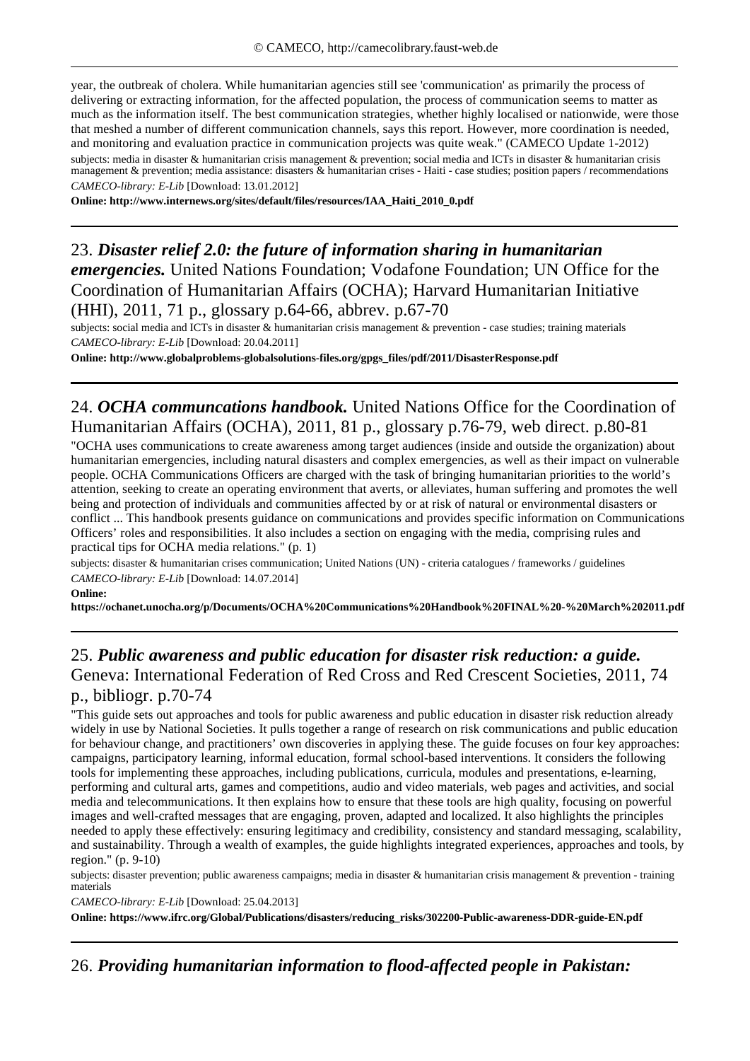year, the outbreak of cholera. While humanitarian agencies still see 'communication' as primarily the process of delivering or extracting information, for the affected population, the process of communication seems to matter as much as the information itself. The best communication strategies, whether highly localised or nationwide, were those that meshed a number of different communication channels, says this report. However, more coordination is needed, and monitoring and evaluation practice in communication projects was quite weak." (CAMECO Update 1-2012)

subjects: media in disaster & humanitarian crisis management & prevention; social media and ICTs in disaster & humanitarian crisis management & prevention; media assistance: disasters & humanitarian crises - Haiti - case studies; position papers / recommendations

*CAMECO-library: E-Lib* [Download: 13.01.2012]

**Online: http://www.internews.org/sites/default/files/resources/IAA_Haiti_2010_0.pdf**

---

## 23. ***Disaster relief 2.0: the future of information sharing in humanitarian emergencies.*** United Nations Foundation; Vodafone Foundation; UN Office for the Coordination of Humanitarian Affairs (OCHA); Harvard Humanitarian Initiative (HHI), 2011, 71 p., glossary p.64-66, abbrev. p.67-70

subjects: social media and ICTs in disaster & humanitarian crisis management & prevention - case studies; training materials

*CAMECO-library: E-Lib* [Download: 20.04.2011]

**Online: http://www.globalproblems-globalsolutions-files.org/gpgs_files/pdf/2011/DisasterResponse.pdf**

---

## 24. ***OCHA communcations handbook.*** United Nations Office for the Coordination of Humanitarian Affairs (OCHA), 2011, 81 p., glossary p.76-79, web direct. p.80-81

"OCHA uses communications to create awareness among target audiences (inside and outside the organization) about humanitarian emergencies, including natural disasters and complex emergencies, as well as their impact on vulnerable people. OCHA Communications Officers are charged with the task of bringing humanitarian priorities to the world's attention, seeking to create an operating environment that averts, or alleviates, human suffering and promotes the well being and protection of individuals and communities affected by or at risk of natural or environmental disasters or conflict ... This handbook presents guidance on communications and provides specific information on Communications Officers' roles and responsibilities. It also includes a section on engaging with the media, comprising rules and practical tips for OCHA media relations." (p. 1)

subjects: disaster & humanitarian crises communication; United Nations (UN) - criteria catalogues / frameworks / guidelines

*CAMECO-library: E-Lib* [Download: 14.07.2014]

**Online:**
**https://ochanet.unocha.org/p/Documents/OCHA%20Communications%20Handbook%20FINAL%20-%20March%202011.pdf**

---

## 25. ***Public awareness and public education for disaster risk reduction: a guide.*** Geneva: International Federation of Red Cross and Red Crescent Societies, 2011, 74 p., bibliogr. p.70-74

"This guide sets out approaches and tools for public awareness and public education in disaster risk reduction already widely in use by National Societies. It pulls together a range of research on risk communications and public education for behaviour change, and practitioners' own discoveries in applying these. The guide focuses on four key approaches: campaigns, participatory learning, informal education, formal school-based interventions. It considers the following tools for implementing these approaches, including publications, curricula, modules and presentations, e-learning, performing and cultural arts, games and competitions, audio and video materials, web pages and activities, and social media and telecommunications. It then explains how to ensure that these tools are high quality, focusing on powerful images and well-crafted messages that are engaging, proven, adapted and localized. It also highlights the principles needed to apply these effectively: ensuring legitimacy and credibility, consistency and standard messaging, scalability, and sustainability. Through a wealth of examples, the guide highlights integrated experiences, approaches and tools, by region." (p. 9-10)

subjects: disaster prevention; public awareness campaigns; media in disaster & humanitarian crisis management & prevention - training materials

*CAMECO-library: E-Lib* [Download: 25.04.2013]

**Online: https://www.ifrc.org/Global/Publications/disasters/reducing_risks/302200-Public-awareness-DDR-guide-EN.pdf**

---

## 26. ***Providing humanitarian information to flood-affected people in Pakistan:***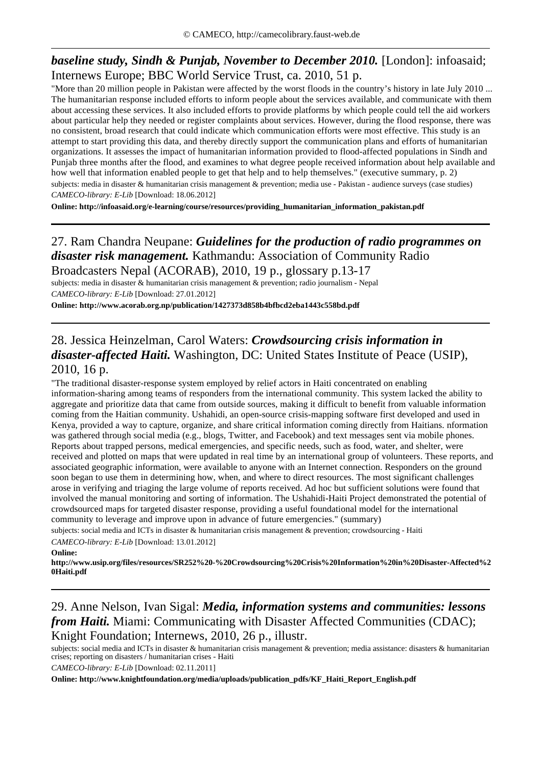***baseline study, Sindh & Punjab, November to December 2010.*** [London]: infoasaid; Internews Europe; BBC World Service Trust, ca. 2010, 51 p.

"More than 20 million people in Pakistan were affected by the worst floods in the country's history in late July 2010 ... The humanitarian response included efforts to inform people about the services available, and communicate with them about accessing these services. It also included efforts to provide platforms by which people could tell the aid workers about particular help they needed or register complaints about services. However, during the flood response, there was no consistent, broad research that could indicate which communication efforts were most effective. This study is an attempt to start providing this data, and thereby directly support the communication plans and efforts of humanitarian organizations. It assesses the impact of humanitarian information provided to flood-affected populations in Sindh and Punjab three months after the flood, and examines to what degree people received information about help available and how well that information enabled people to get that help and to help themselves." (executive summary, p. 2)

subjects: media in disaster & humanitarian crisis management & prevention; media use - Pakistan - audience surveys (case studies)

*CAMECO-library: E-Lib* [Download: 18.06.2012]

**Online: http://infoasaid.org/e-learning/course/resources/providing_humanitarian_information_pakistan.pdf**

---

## 27. Ram Chandra Neupane: ***Guidelines for the production of radio programmes on disaster risk management.*** Kathmandu: Association of Community Radio Broadcasters Nepal (ACORAB), 2010, 19 p., glossary p.13-17

subjects: media in disaster & humanitarian crisis management & prevention; radio journalism - Nepal

*CAMECO-library: E-Lib* [Download: 27.01.2012]

**Online: http://www.acorab.org.np/publication/1427373d858b4bfbcd2eba1443c558bd.pdf**

---

## 28. Jessica Heinzelman, Carol Waters: ***Crowdsourcing crisis information in disaster-affected Haiti.*** Washington, DC: United States Institute of Peace (USIP), 2010, 16 p.

"The traditional disaster-response system employed by relief actors in Haiti concentrated on enabling information-sharing among teams of responders from the international community. This system lacked the ability to aggregate and prioritize data that came from outside sources, making it difficult to benefit from valuable information coming from the Haitian community. Ushahidi, an open-source crisis-mapping software first developed and used in Kenya, provided a way to capture, organize, and share critical information coming directly from Haitians. nformation was gathered through social media (e.g., blogs, Twitter, and Facebook) and text messages sent via mobile phones. Reports about trapped persons, medical emergencies, and specific needs, such as food, water, and shelter, were received and plotted on maps that were updated in real time by an international group of volunteers. These reports, and associated geographic information, were available to anyone with an Internet connection. Responders on the ground soon began to use them in determining how, when, and where to direct resources. The most significant challenges arose in verifying and triaging the large volume of reports received. Ad hoc but sufficient solutions were found that involved the manual monitoring and sorting of information. The Ushahidi-Haiti Project demonstrated the potential of crowdsourced maps for targeted disaster response, providing a useful foundational model for the international community to leverage and improve upon in advance of future emergencies." (summary)

subjects: social media and ICTs in disaster & humanitarian crisis management & prevention; crowdsourcing - Haiti

*CAMECO-library: E-Lib* [Download: 13.01.2012]

**Online:**
**http://www.usip.org/files/resources/SR252%20-%20Crowdsourcing%20Crisis%20Information%20in%20Disaster-Affected%20Haiti.pdf**

---

## 29. Anne Nelson, Ivan Sigal: ***Media, information systems and communities: lessons from Haiti.*** Miami: Communicating with Disaster Affected Communities (CDAC); Knight Foundation; Internews, 2010, 26 p., illustr.

subjects: social media and ICTs in disaster & humanitarian crisis management & prevention; media assistance: disasters & humanitarian crises; reporting on disasters / humanitarian crises - Haiti

*CAMECO-library: E-Lib* [Download: 02.11.2011]

**Online: http://www.knightfoundation.org/media/uploads/publication_pdfs/KF_Haiti_Report_English.pdf**